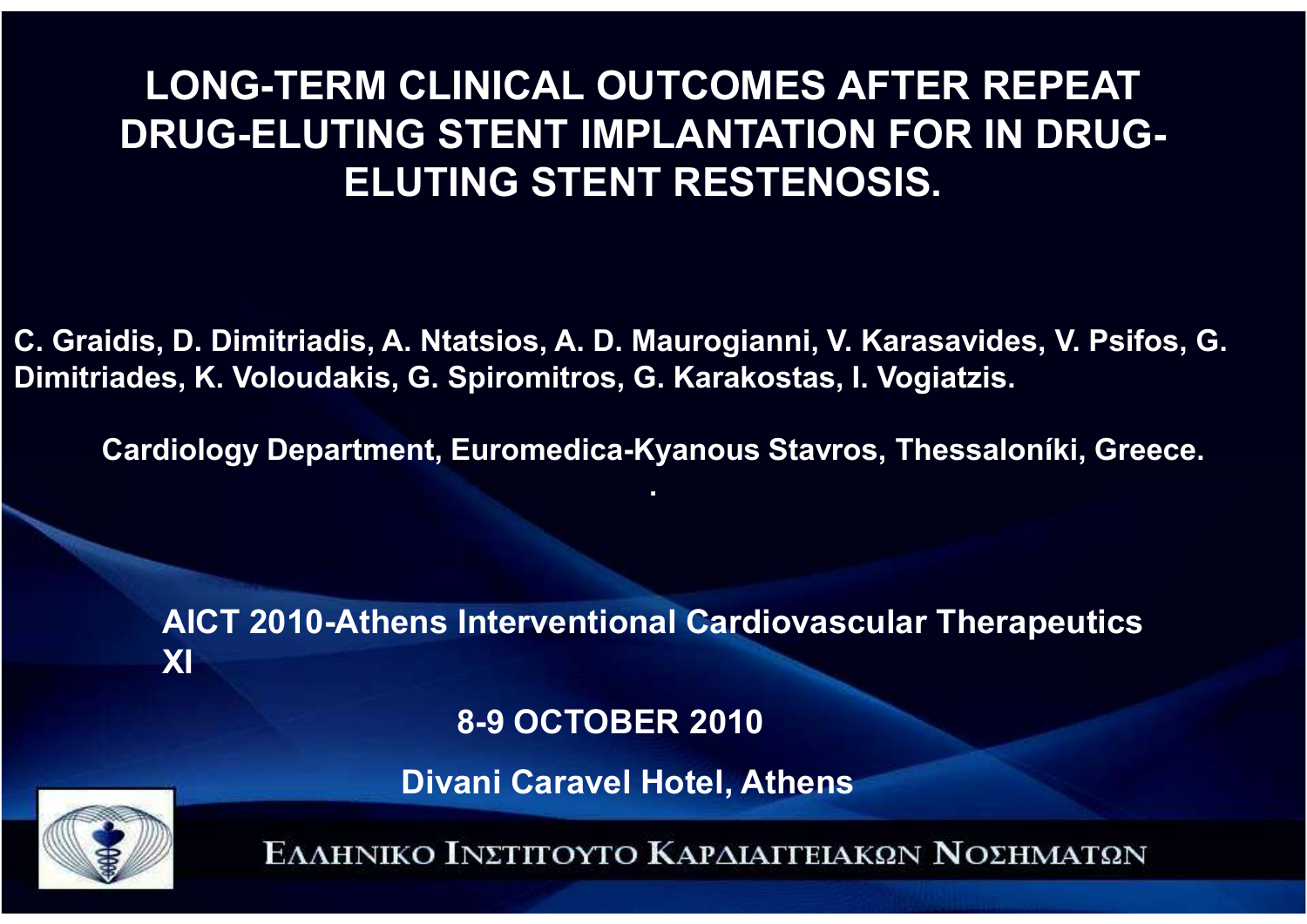# LONG-TERM CLINICAL OUTCOMES AFTER REPEAT DRUG-ELUTING STENT IMPLANTATION FOR IN DRUG-ELUTING STENT RESTENOSIS.

C. Graidis, D. Dimitriadis, A. Ntatsios, A. D. Maurogianni, V. Karasavides, V. Psifos, G. Dimitriades, K. Voloudakis, G. Spiromitros, G. Karakostas, I. Vogiatzis.

Cardiology Department, Euromedica-Kyanous Stavros, Thessaloníki, Greece.

AICT 2010-Athens Interventional Cardiovascular Therapeutics XI

8-9 OCTOBER 2010

Divani Caravel Hotel, Athens

ΕΛΛΗΝΙΚΟ ΙΝΣΤΙΤΟΥΤΟ ΚΑΡΔΙΑΓΓΕΙΑΚΩΝ ΝΟΣΗΜΑΤΩΝ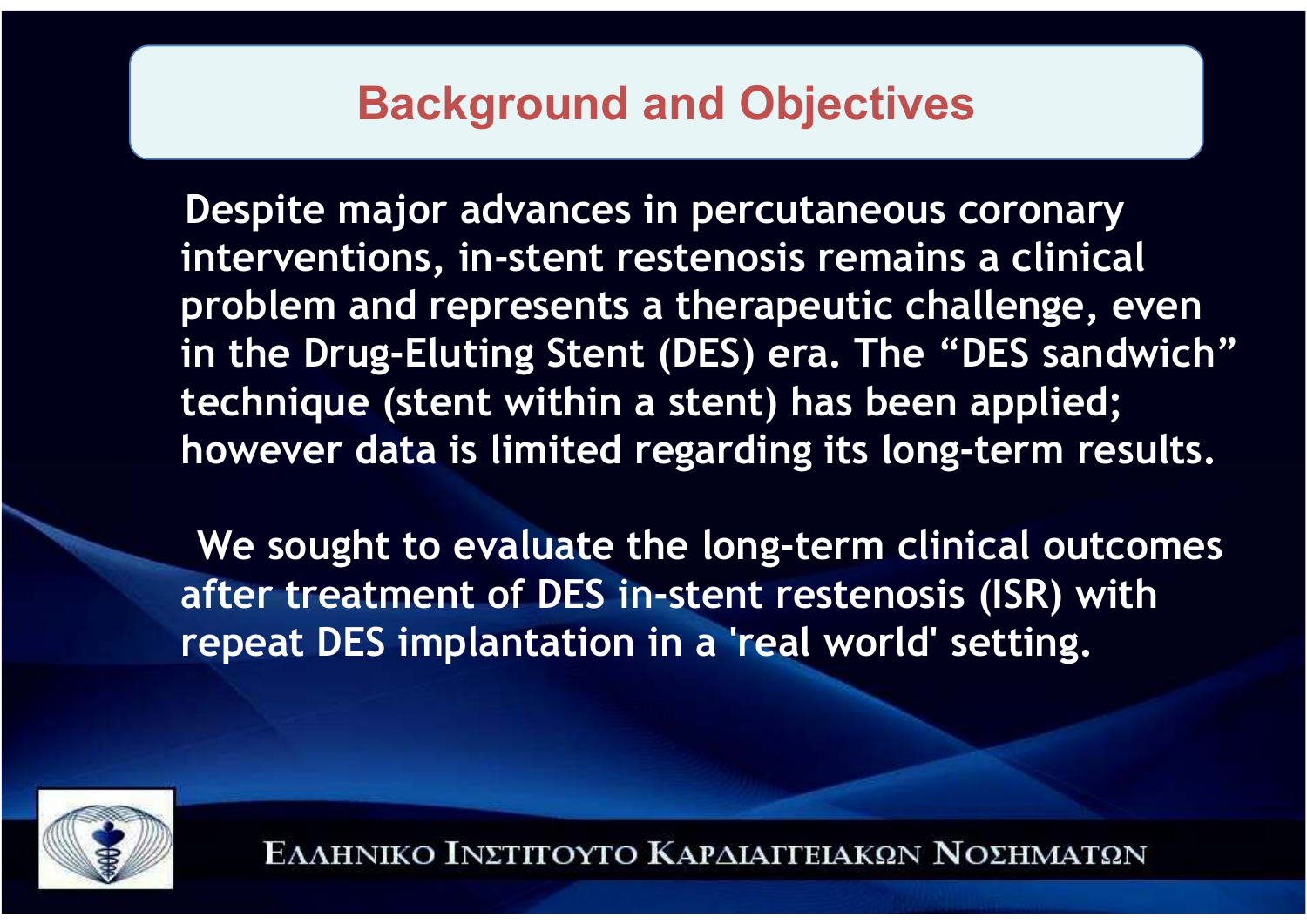## Background and Objectives

Despite major advances in percutaneous coronary interventions, in-stent restenosis remains a clinical problem and represents a therapeutic challenge, even in the Drug-Eluting Stent (DES) era. The “DES sandwich” technique (stent within a stent) has been applied; however data is limited regarding its long-term results.

We sought to evaluate the long-term clinical outcomes after treatment of DES in-stent restenosis (ISR) with repeat DES implantation in a 'real world' setting.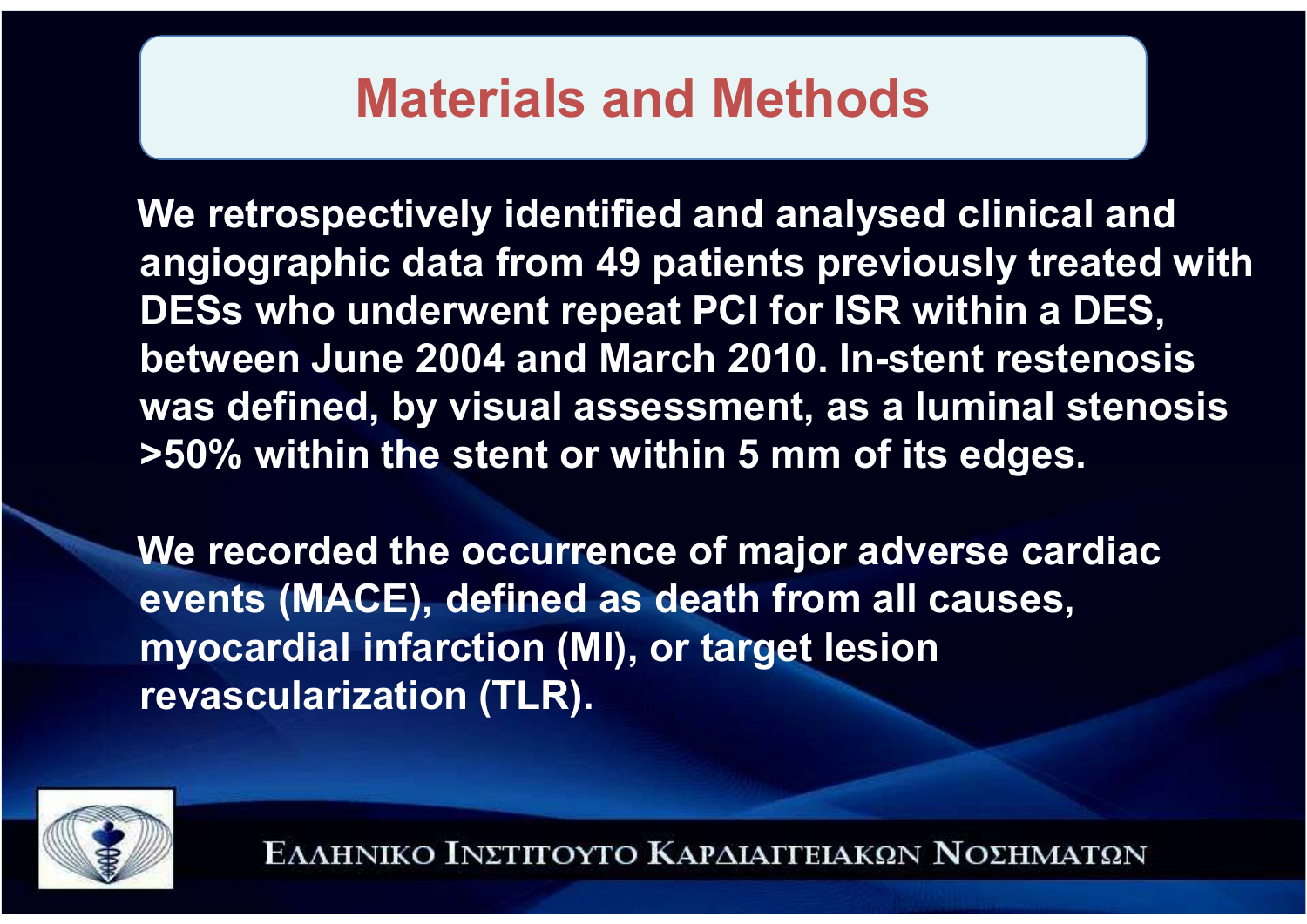# Materials and Methods

We retrospectively identified and analysed clinical and angiographic data from 49 patients previously treated with DESs who underwent repeat PCI for ISR within a DES, between June 2004 and March 2010. In-stent restenosis was defined, by visual assessment, as a luminal stenosis >50% within the stent or within 5 mm of its edges.

We recorded the occurrence of major adverse cardiac events (MACE), defined as death from all causes, myocardial infarction (MI), or target lesion revascularization (TLR).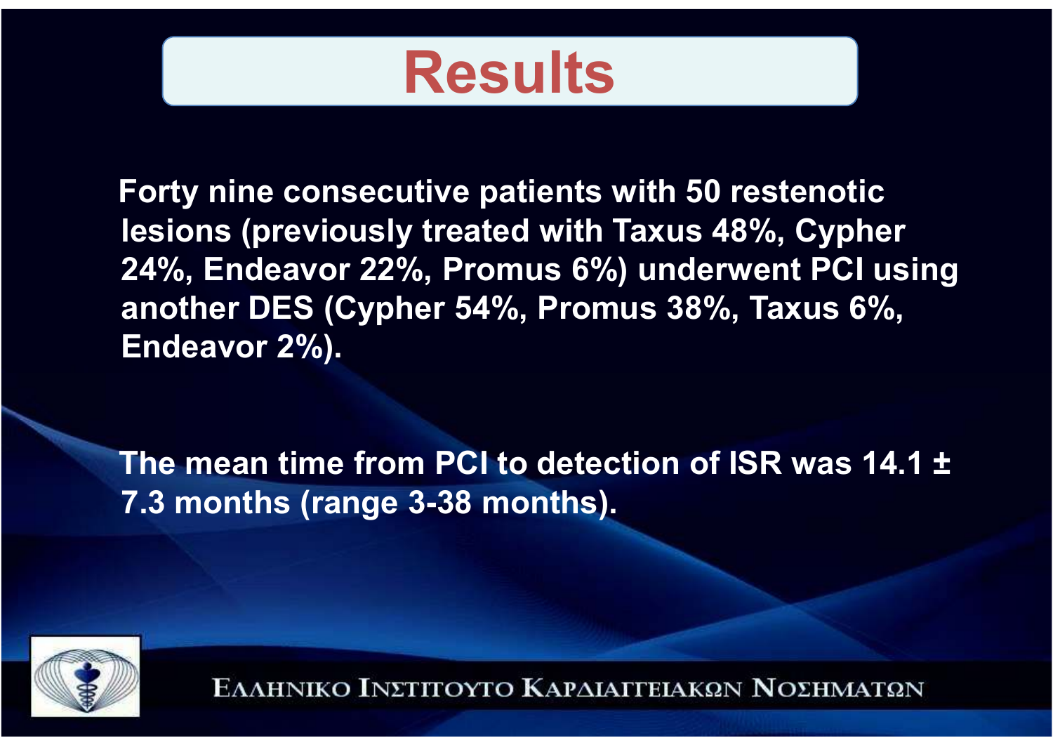# Results

Forty nine consecutive patients with 50 restenotic lesions (previously treated with Taxus 48%, Cypher 24%, Endeavor 22%, Promus 6%) underwent PCI using another DES (Cypher 54%, Promus 38%, Taxus 6%, Endeavor 2%).

The mean time from PCI to detection of ISR was 14.1 ± 7.3 months (range 3-38 months).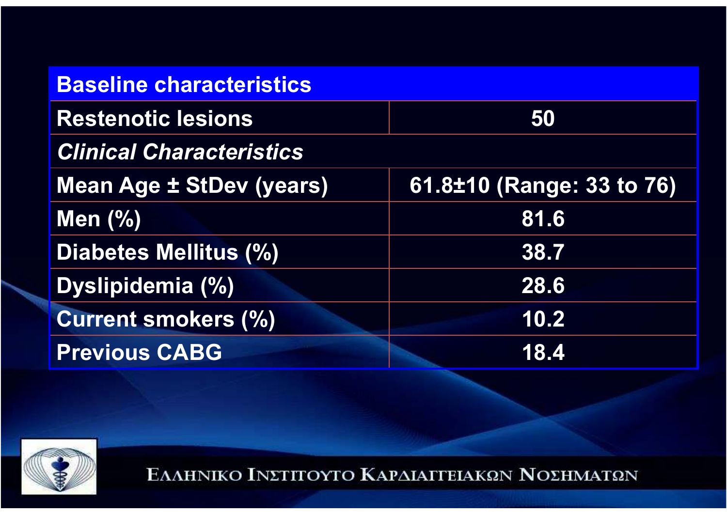| Baseline characteristics | |
|---|---|
| Restenotic lesions | 50 |
| *Clinical Characteristics* | |
| Mean Age ± StDev (years) | 61.8±10 (Range: 33 to 76) |
| Men (%) | 81.6 |
| Diabetes Mellitus (%) | 38.7 |
| Dyslipidemia (%) | 28.6 |
| Current smokers (%) | 10.2 |
| Previous CABG | 18.4 |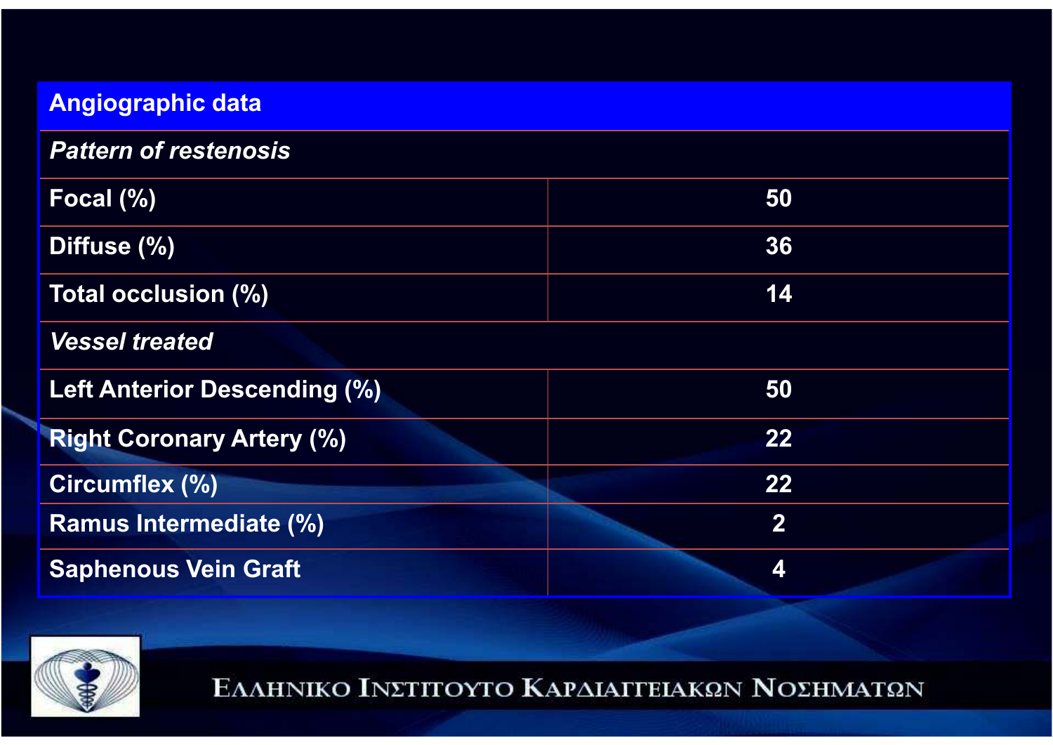| Angiographic data | |
|---|---|
| ***Pattern of restenosis*** | |
| **Focal (%)** | **50** |
| **Diffuse (%)** | **36** |
| **Total occlusion (%)** | **14** |
| ***Vessel treated*** | |
| **Left Anterior Descending (%)** | **50** |
| **Right Coronary Artery (%)** | **22** |
| **Circumflex (%)** | **22** |
| **Ramus Intermediate (%)** | **2** |
| **Saphenous Vein Graft** | **4** |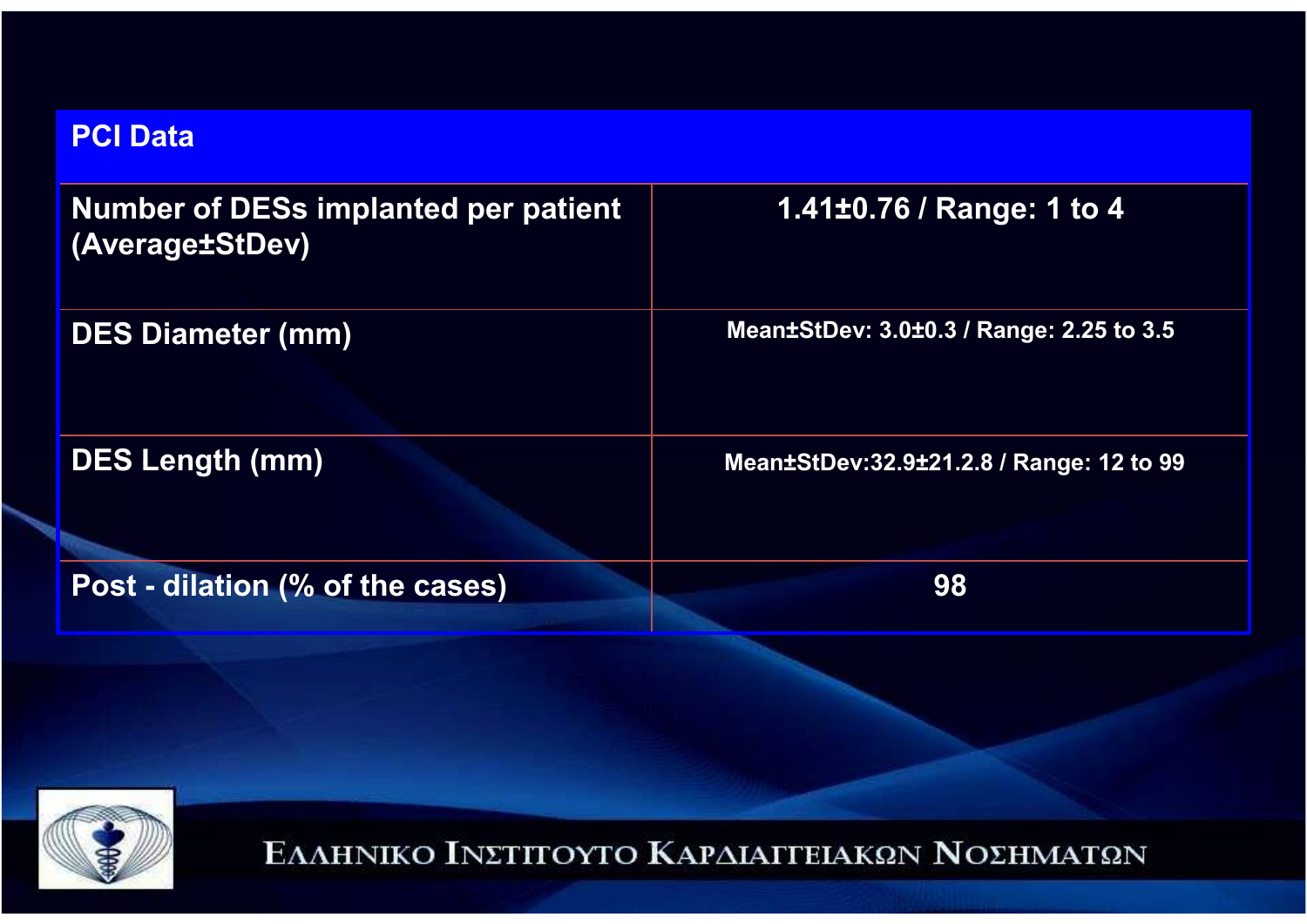| PCI Data | |
|---|---|
| Number of DESs implanted per patient (Average±StDev) | 1.41±0.76 / Range: 1 to 4 |
| DES Diameter (mm) | Mean±StDev: 3.0±0.3 / Range: 2.25 to 3.5 |
| DES Length (mm) | Mean±StDev:32.9±21.2.8 / Range: 12 to 99 |
| Post - dilation (% of the cases) | 98 |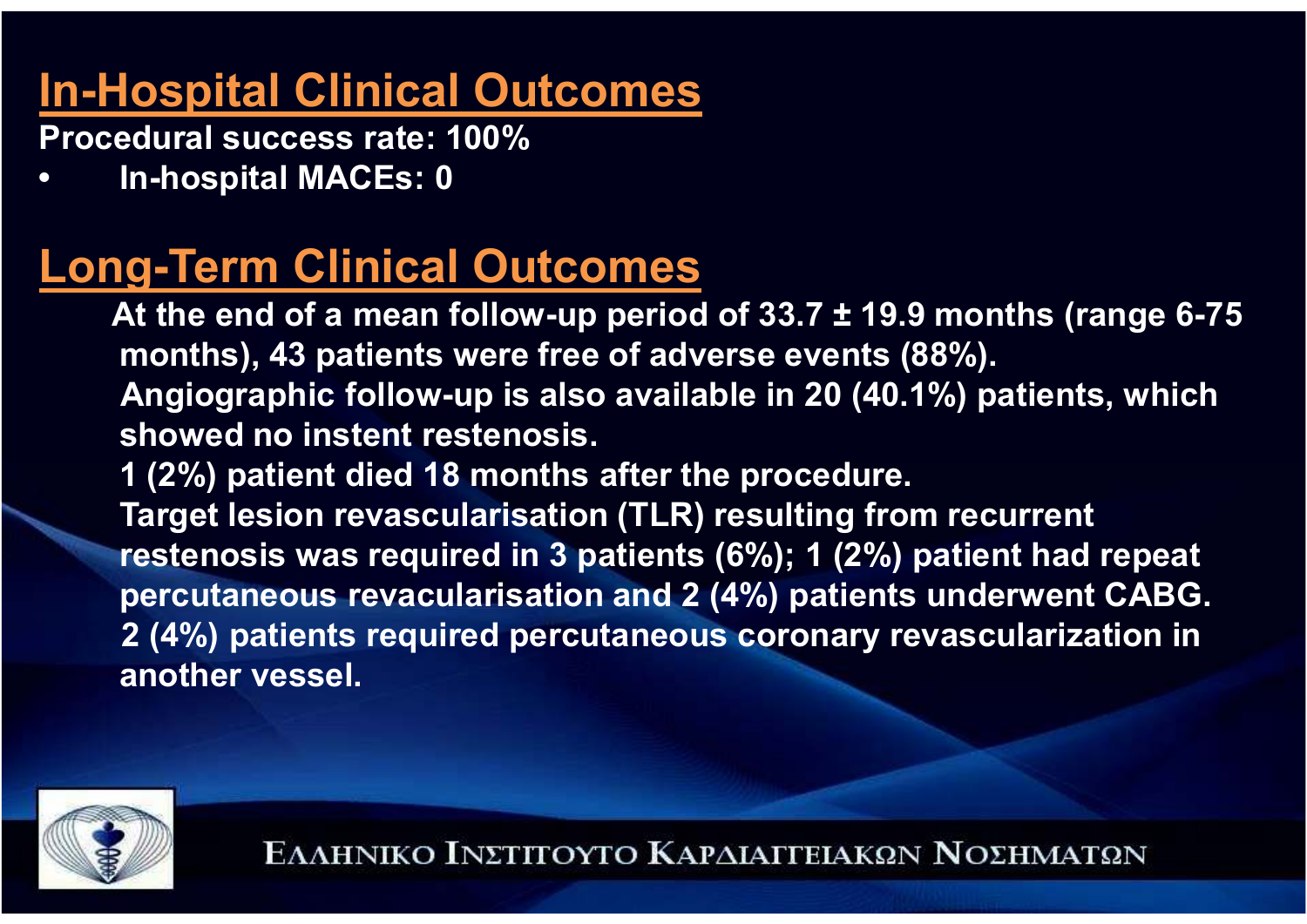## In-Hospital Clinical Outcomes

**Procedural success rate: 100%**

- **In-hospital MACEs: 0**

## Long-Term Clinical Outcomes

**At the end of a mean follow-up period of 33.7 ± 19.9 months (range 6-75 months), 43 patients were free of adverse events (88%).**

**Angiographic follow-up is also available in 20 (40.1%) patients, which showed no instent restenosis.**

**1 (2%) patient died 18 months after the procedure.**

**Target lesion revascularisation (TLR) resulting from recurrent restenosis was required in 3 patients (6%); 1 (2%) patient had repeat percutaneous revacularisation and 2 (4%) patients underwent CABG.**

**2 (4%) patients required percutaneous coronary revascularization in another vessel.**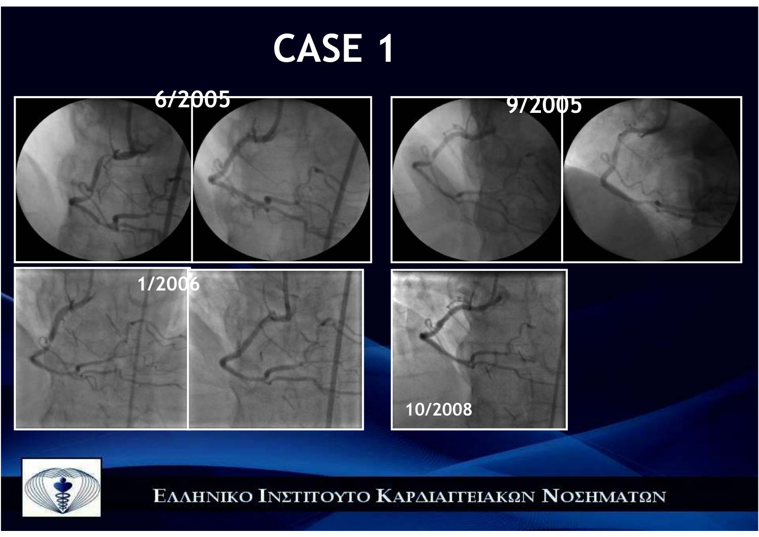# CASE 1

6/2005

9/2005

1/2006

10/2008

ΕΛΛΗΝΙΚΟ ΙΝΣΤΙΤΟΥΤΟ ΚΑΡΔΙΑΓΓΕΙΑΚΩΝ ΝΟΣΗΜΑΤΩΝ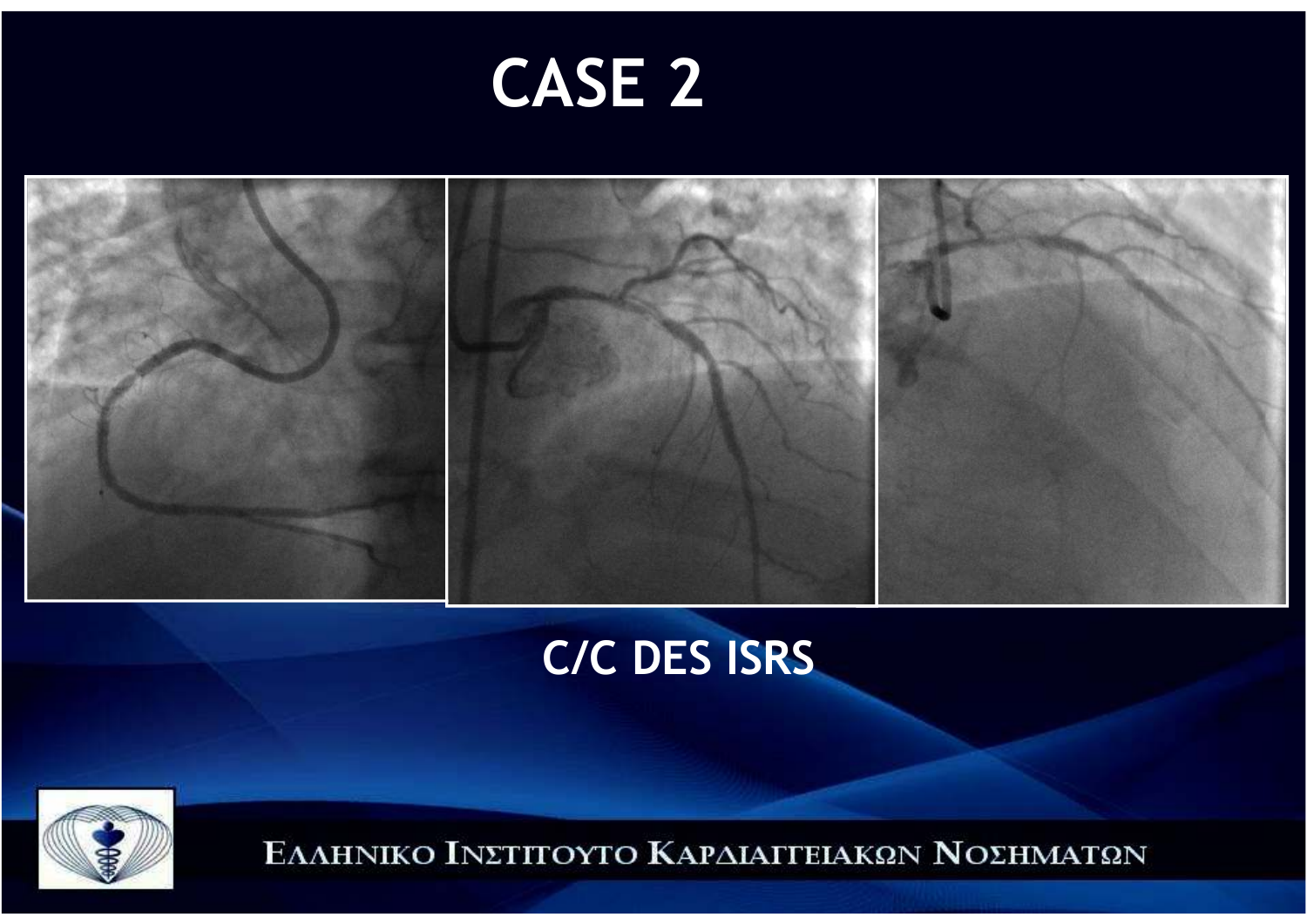# CASE 2

C/C DES ISRS

ΕΛΛΗΝΙΚΟ ΙΝΣΤΙΤΟΥΤΟ ΚΑΡΔΙΑΓΓΕΙΑΚΩΝ ΝΟΣΗΜΑΤΩΝ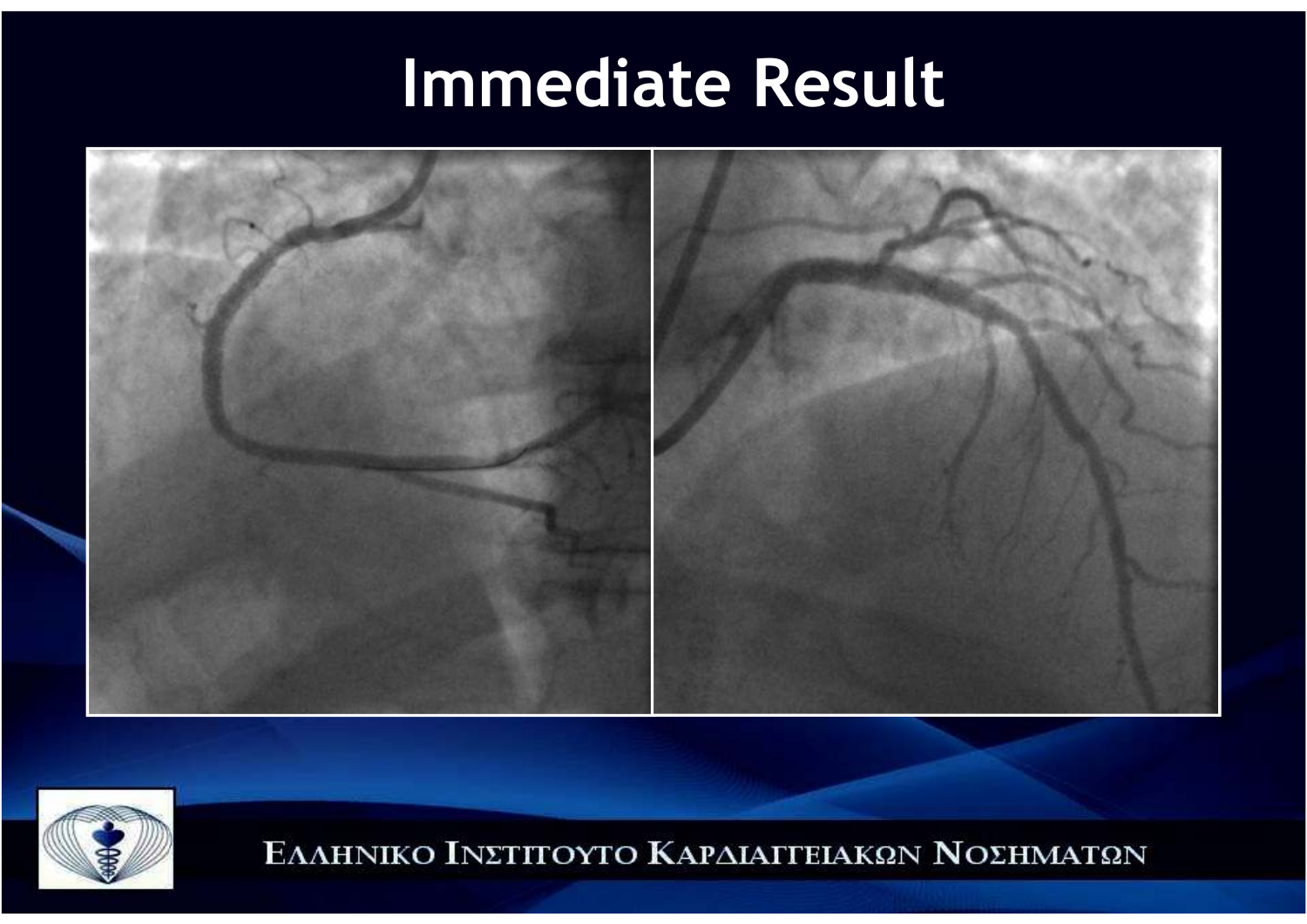# Immediate Result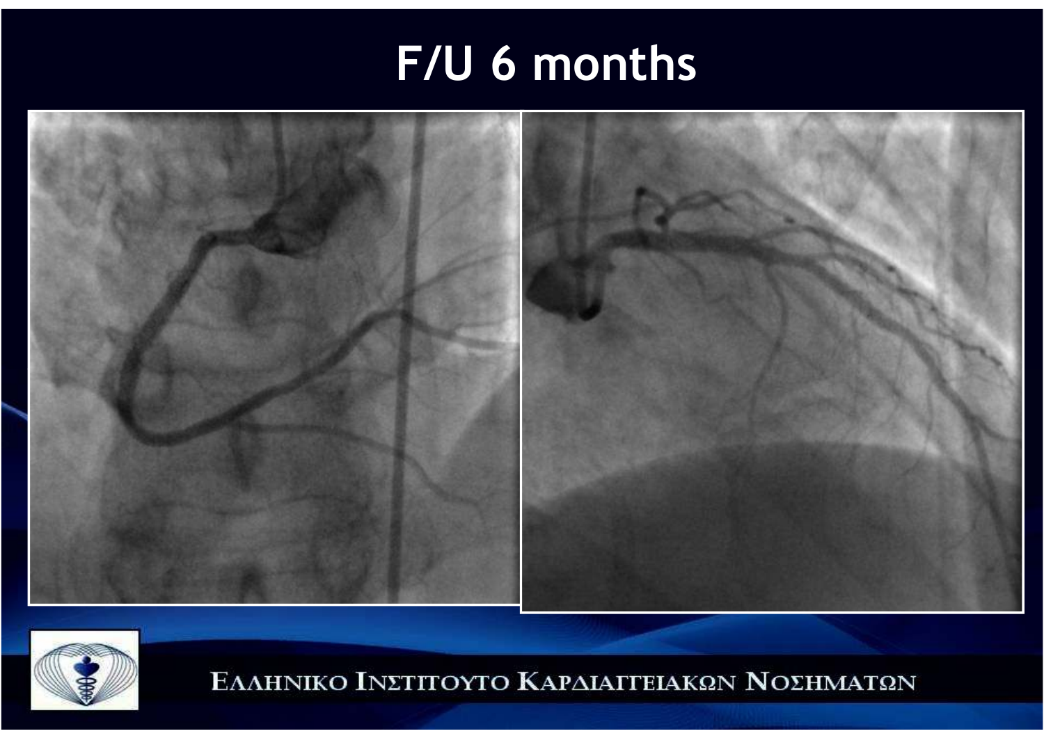# F/U 6 months

ΕΛΛΗΝΙΚΟ ΙΝΣΤΙΤΟΥΤΟ ΚΑΡΔΙΑΓΓΕΙΑΚΩΝ ΝΟΣΗΜΑΤΩΝ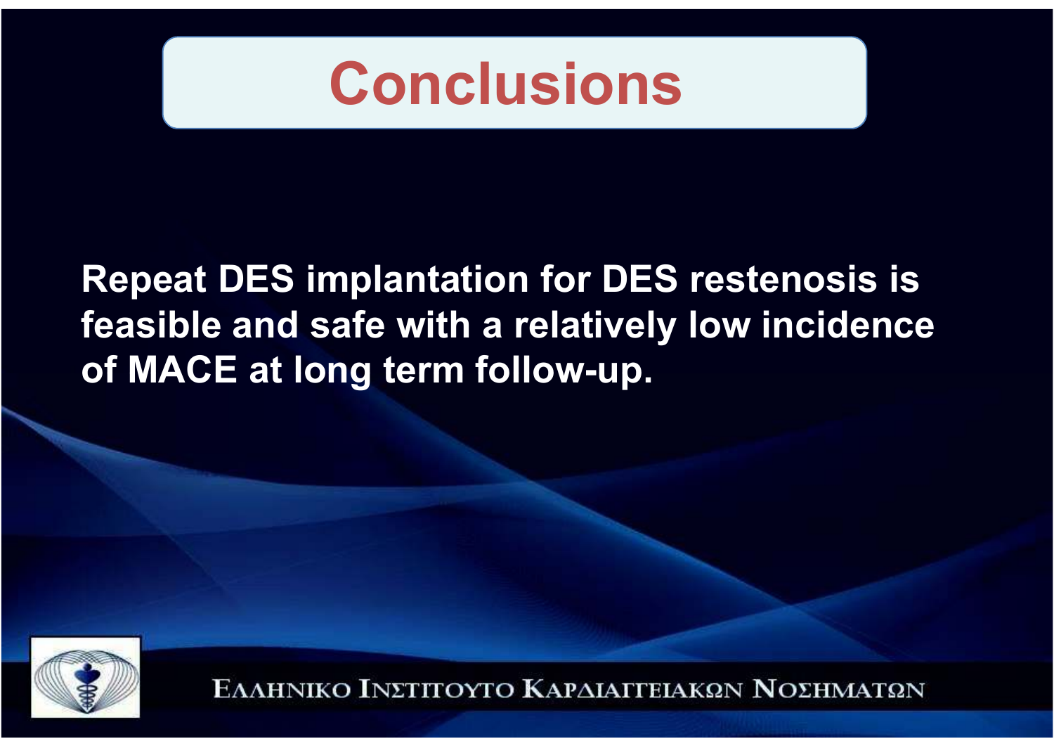# Conclusions

**Repeat DES implantation for DES restenosis is feasible and safe with a relatively low incidence of MACE at long term follow-up.**